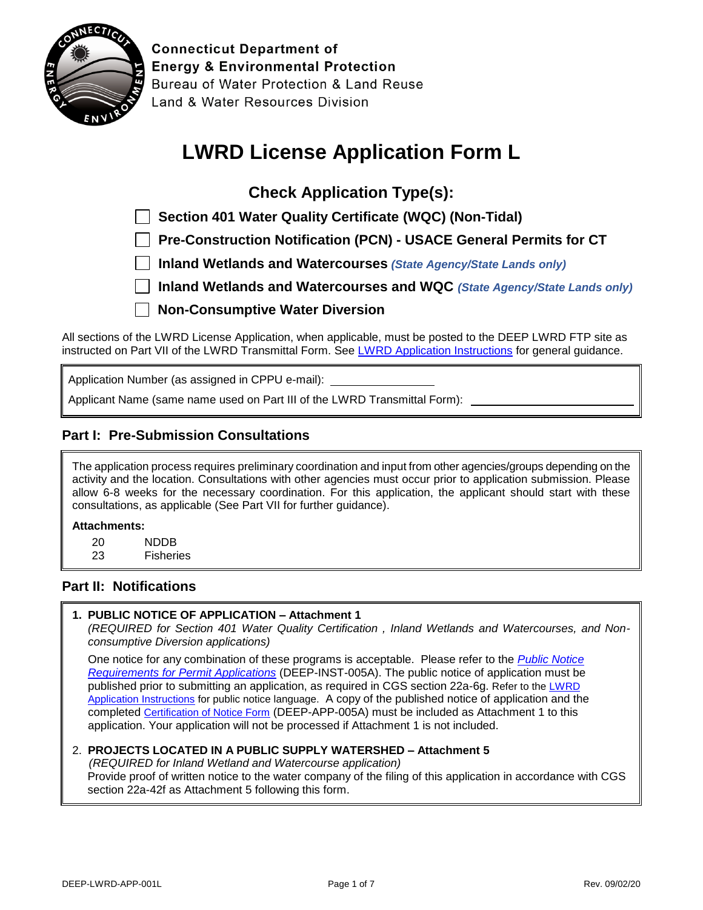Connecticut Department of
Energy & Environmental Protection
Bureau of Water Protection & Land Reuse
Land & Water Resources Division

# LWRD License Application Form L

## Check Application Type(s):

- ☐ **Section 401 Water Quality Certificate (WQC) (Non-Tidal)**
- ☐ **Pre-Construction Notification (PCN) - USACE General Permits for CT**
- ☐ **Inland Wetlands and Watercourses** ***(State Agency/State Lands only)***
- ☐ **Inland Wetlands and Watercourses and WQC** ***(State Agency/State Lands only)***
- ☐ **Non-Consumptive Water Diversion**

All sections of the LWRD License Application, when applicable, must be posted to the DEEP LWRD FTP site as instructed on Part VII of the LWRD Transmittal Form. See LWRD Application Instructions for general guidance.

Application Number (as assigned in CPPU e-mail): ________________

Applicant Name (same name used on Part III of the LWRD Transmittal Form): ________________________

## Part I: Pre-Submission Consultations

The application process requires preliminary coordination and input from other agencies/groups depending on the activity and the location. Consultations with other agencies must occur prior to application submission. Please allow 6-8 weeks for the necessary coordination. For this application, the applicant should start with these consultations, as applicable (See Part VII for further guidance).

**Attachments:**

| | |
|---|---|
| 20 | NDDB |
| 23 | Fisheries |

## Part II: Notifications

1. **PUBLIC NOTICE OF APPLICATION – Attachment 1**
   *(REQUIRED for Section 401 Water Quality Certification , Inland Wetlands and Watercourses, and Non-consumptive Diversion applications)*

   One notice for any combination of these programs is acceptable. Please refer to the *Public Notice Requirements for Permit Applications* (DEEP-INST-005A). The public notice of application must be published prior to submitting an application, as required in CGS section 22a-6g. Refer to the LWRD Application Instructions for public notice language. A copy of the published notice of application and the completed Certification of Notice Form (DEEP-APP-005A) must be included as Attachment 1 to this application. Your application will not be processed if Attachment 1 is not included.

2. **PROJECTS LOCATED IN A PUBLIC SUPPLY WATERSHED – Attachment 5**
   *(REQUIRED for Inland Wetland and Watercourse application)*
   Provide proof of written notice to the water company of the filing of this application in accordance with CGS section 22a-42f as Attachment 5 following this form.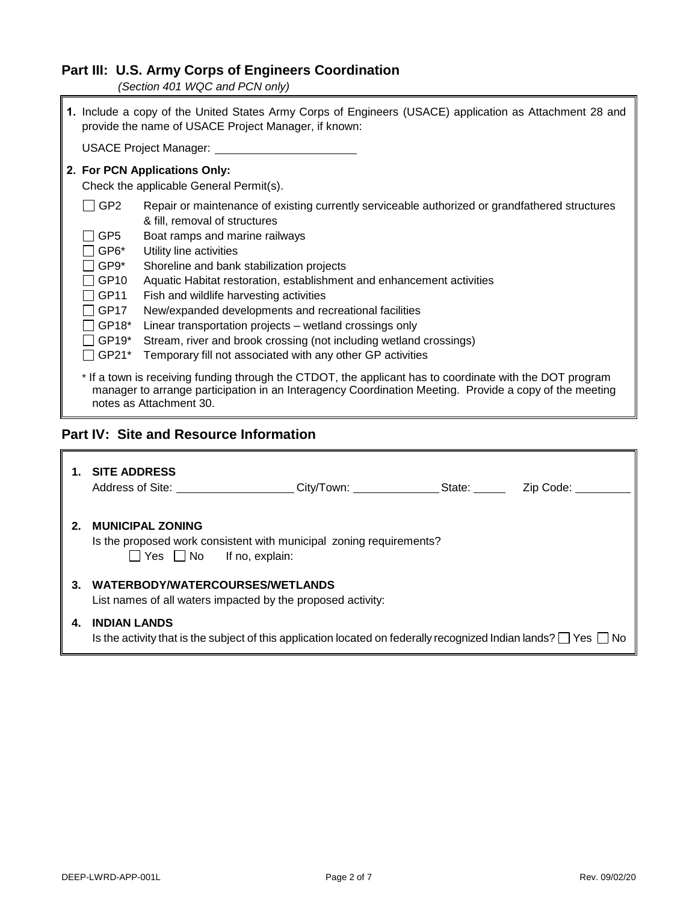## Part III: U.S. Army Corps of Engineers Coordination

*(Section 401 WQC and PCN only)*

**1.** Include a copy of the United States Army Corps of Engineers (USACE) application as Attachment 28 and provide the name of USACE Project Manager, if known:

USACE Project Manager: ____________________

**2. For PCN Applications Only:**

Check the applicable General Permit(s).

- ☐ GP2 Repair or maintenance of existing currently serviceable authorized or grandfathered structures & fill, removal of structures
- ☐ GP5 Boat ramps and marine railways
- ☐ GP6* Utility line activities
- ☐ GP9* Shoreline and bank stabilization projects
- ☐ GP10 Aquatic Habitat restoration, establishment and enhancement activities
- ☐ GP11 Fish and wildlife harvesting activities
- ☐ GP17 New/expanded developments and recreational facilities
- ☐ GP18* Linear transportation projects – wetland crossings only
- ☐ GP19* Stream, river and brook crossing (not including wetland crossings)
- ☐ GP21* Temporary fill not associated with any other GP activities

* If a town is receiving funding through the CTDOT, the applicant has to coordinate with the DOT program manager to arrange participation in an Interagency Coordination Meeting. Provide a copy of the meeting notes as Attachment 30.

## Part IV: Site and Resource Information

**1. SITE ADDRESS**

Address of Site: ____________________ City/Town: ______________ State: ______ Zip Code: __________

**2. MUNICIPAL ZONING**

Is the proposed work consistent with municipal zoning requirements?

☐ Yes ☐ No If no, explain:

**3. WATERBODY/WATERCOURSES/WETLANDS**

List names of all waters impacted by the proposed activity:

**4. INDIAN LANDS**

Is the activity that is the subject of this application located on federally recognized Indian lands? ☐ Yes ☐ No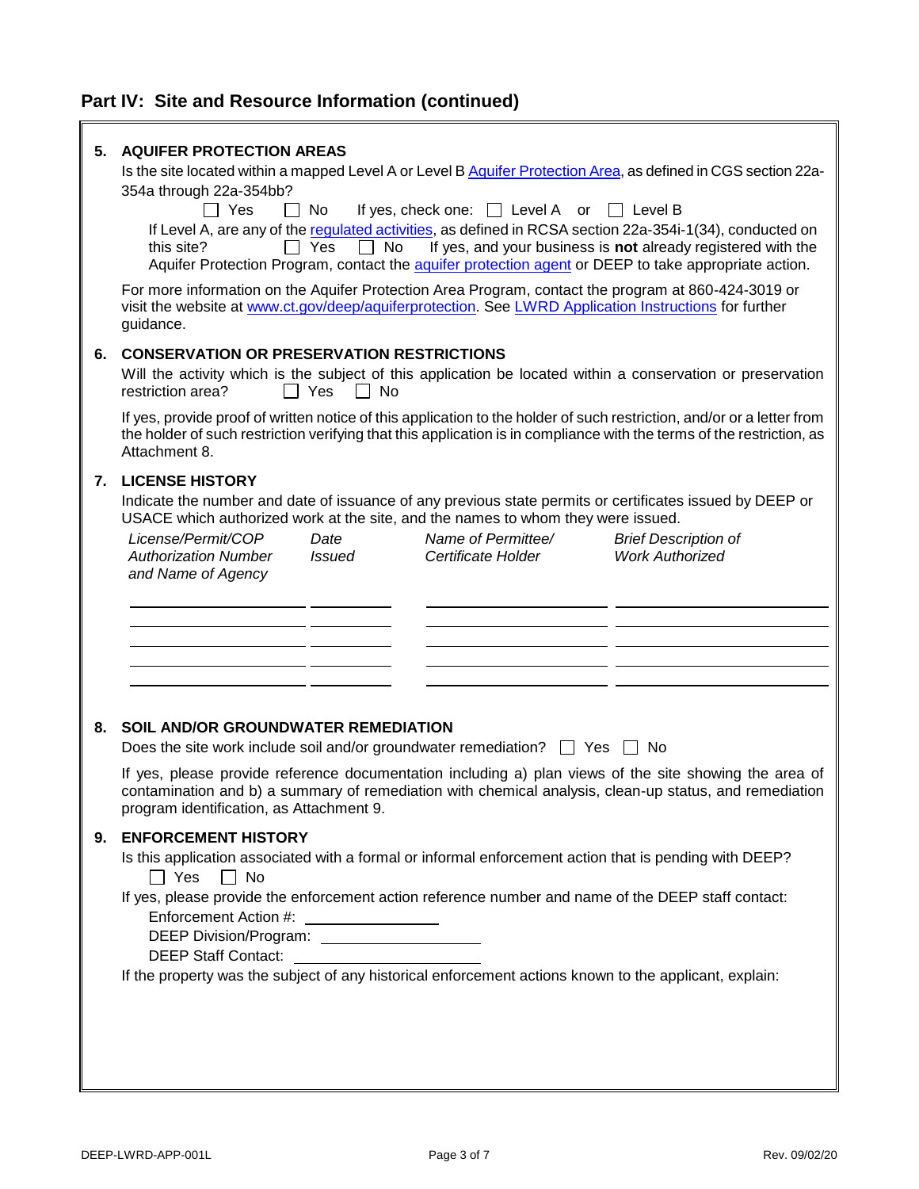## Part IV: Site and Resource Information (continued)

**5. AQUIFER PROTECTION AREAS**

Is the site located within a mapped Level A or Level B Aquifer Protection Area, as defined in CGS section 22a-354a through 22a-354bb?

☐ Yes ☐ No If yes, check one: ☐ Level A or ☐ Level B

If Level A, are any of the regulated activities, as defined in RCSA section 22a-354i-1(34), conducted on this site? ☐ Yes ☐ No If yes, and your business is **not** already registered with the Aquifer Protection Program, contact the aquifer protection agent or DEEP to take appropriate action.

For more information on the Aquifer Protection Area Program, contact the program at 860-424-3019 or visit the website at www.ct.gov/deep/aquiferprotection. See LWRD Application Instructions for further guidance.

**6. CONSERVATION OR PRESERVATION RESTRICTIONS**

Will the activity which is the subject of this application be located within a conservation or preservation restriction area? ☐ Yes ☐ No

If yes, provide proof of written notice of this application to the holder of such restriction, and/or or a letter from the holder of such restriction verifying that this application is in compliance with the terms of the restriction, as Attachment 8.

**7. LICENSE HISTORY**

Indicate the number and date of issuance of any previous state permits or certificates issued by DEEP or USACE which authorized work at the site, and the names to whom they were issued.

| *License/Permit/COP Authorization Number and Name of Agency* | *Date Issued* | *Name of Permittee/ Certificate Holder* | *Brief Description of Work Authorized* |
|---|---|---|---|
| | | | |
| | | | |
| | | | |
| | | | |

**8. SOIL AND/OR GROUNDWATER REMEDIATION**

Does the site work include soil and/or groundwater remediation? ☐ Yes ☐ No

If yes, please provide reference documentation including a) plan views of the site showing the area of contamination and b) a summary of remediation with chemical analysis, clean-up status, and remediation program identification, as Attachment 9.

**9. ENFORCEMENT HISTORY**

Is this application associated with a formal or informal enforcement action that is pending with DEEP?

☐ Yes ☐ No

If yes, please provide the enforcement action reference number and name of the DEEP staff contact:

Enforcement Action #: ________________

DEEP Division/Program: ________________

DEEP Staff Contact: ________________

If the property was the subject of any historical enforcement actions known to the applicant, explain:

DEEP-LWRD-APP-001L Rev. 09/02/20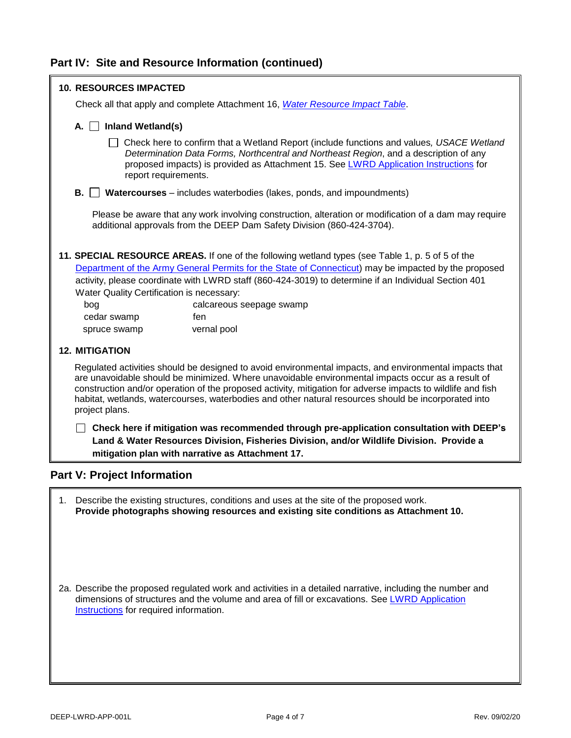## Part IV: Site and Resource Information (continued)

**10. RESOURCES IMPACTED**

Check all that apply and complete Attachment 16, *Water Resource Impact Table*.

**A.** ☐ **Inland Wetland(s)**

☐ Check here to confirm that a Wetland Report (include functions and values, *USACE Wetland Determination Data Forms, Northcentral and Northeast Region*, and a description of any proposed impacts) is provided as Attachment 15. See LWRD Application Instructions for report requirements.

**B.** ☐ **Watercourses** – includes waterbodies (lakes, ponds, and impoundments)

Please be aware that any work involving construction, alteration or modification of a dam may require additional approvals from the DEEP Dam Safety Division (860-424-3704).

**11. SPECIAL RESOURCE AREAS.** If one of the following wetland types (see Table 1, p. 5 of 5 of the Department of the Army General Permits for the State of Connecticut) may be impacted by the proposed activity, please coordinate with LWRD staff (860-424-3019) to determine if an Individual Section 401 Water Quality Certification is necessary:

- bog
- calcareous seepage swamp
- cedar swamp
- fen
- spruce swamp
- vernal pool

**12. MITIGATION**

Regulated activities should be designed to avoid environmental impacts, and environmental impacts that are unavoidable should be minimized. Where unavoidable environmental impacts occur as a result of construction and/or operation of the proposed activity, mitigation for adverse impacts to wildlife and fish habitat, wetlands, watercourses, waterbodies and other natural resources should be incorporated into project plans.

☐ **Check here if mitigation was recommended through pre-application consultation with DEEP's Land & Water Resources Division, Fisheries Division, and/or Wildlife Division. Provide a mitigation plan with narrative as Attachment 17.**

## Part V: Project Information

1. Describe the existing structures, conditions and uses at the site of the proposed work. **Provide photographs showing resources and existing site conditions as Attachment 10.**

2a. Describe the proposed regulated work and activities in a detailed narrative, including the number and dimensions of structures and the volume and area of fill or excavations. See LWRD Application Instructions for required information.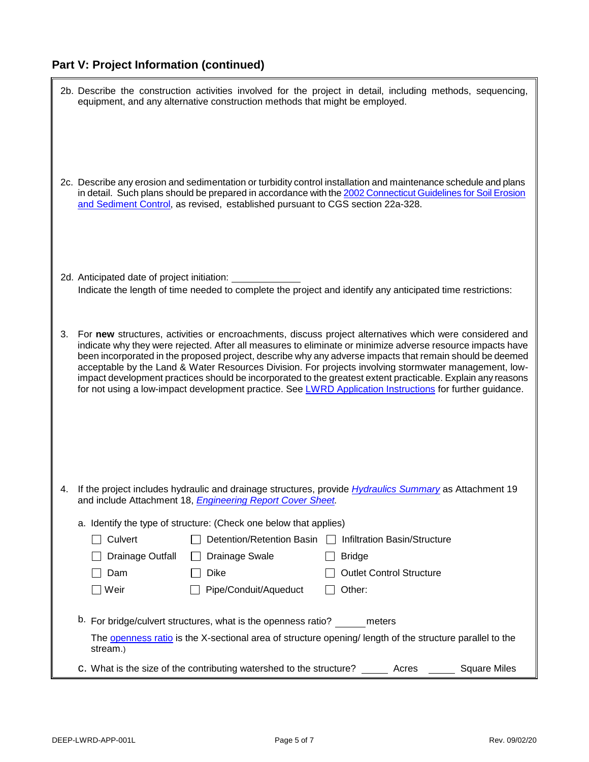## Part V: Project Information (continued)

2b. Describe the construction activities involved for the project in detail, including methods, sequencing, equipment, and any alternative construction methods that might be employed.

2c. Describe any erosion and sedimentation or turbidity control installation and maintenance schedule and plans in detail. Such plans should be prepared in accordance with the 2002 Connecticut Guidelines for Soil Erosion and Sediment Control, as revised, established pursuant to CGS section 22a-328.

2d. Anticipated date of project initiation: \_\_\_\_\_\_\_\_\_\_\_\_

Indicate the length of time needed to complete the project and identify any anticipated time restrictions:

3. For **new** structures, activities or encroachments, discuss project alternatives which were considered and indicate why they were rejected. After all measures to eliminate or minimize adverse resource impacts have been incorporated in the proposed project, describe why any adverse impacts that remain should be deemed acceptable by the Land & Water Resources Division. For projects involving stormwater management, low-impact development practices should be incorporated to the greatest extent practicable. Explain any reasons for not using a low-impact development practice. See LWRD Application Instructions for further guidance.

4. If the project includes hydraulic and drainage structures, provide *Hydraulics Summary* as Attachment 19 and include Attachment 18, *Engineering Report Cover Sheet*.

   a. Identify the type of structure: (Check one below that applies)

   | | | |
   |---|---|---|
   | ☐ Culvert | ☐ Detention/Retention Basin | ☐ Infiltration Basin/Structure |
   | ☐ Drainage Outfall | ☐ Drainage Swale | ☐ Bridge |
   | ☐ Dam | ☐ Dike | ☐ Outlet Control Structure |
   | ☐ Weir | ☐ Pipe/Conduit/Aqueduct | ☐ Other: |

   b. For bridge/culvert structures, what is the openness ratio? \_\_\_\_\_ meters

   The openness ratio is the X-sectional area of structure opening/ length of the structure parallel to the stream.)

   c. What is the size of the contributing watershed to the structure? \_\_\_\_\_ Acres \_\_\_\_\_ Square Miles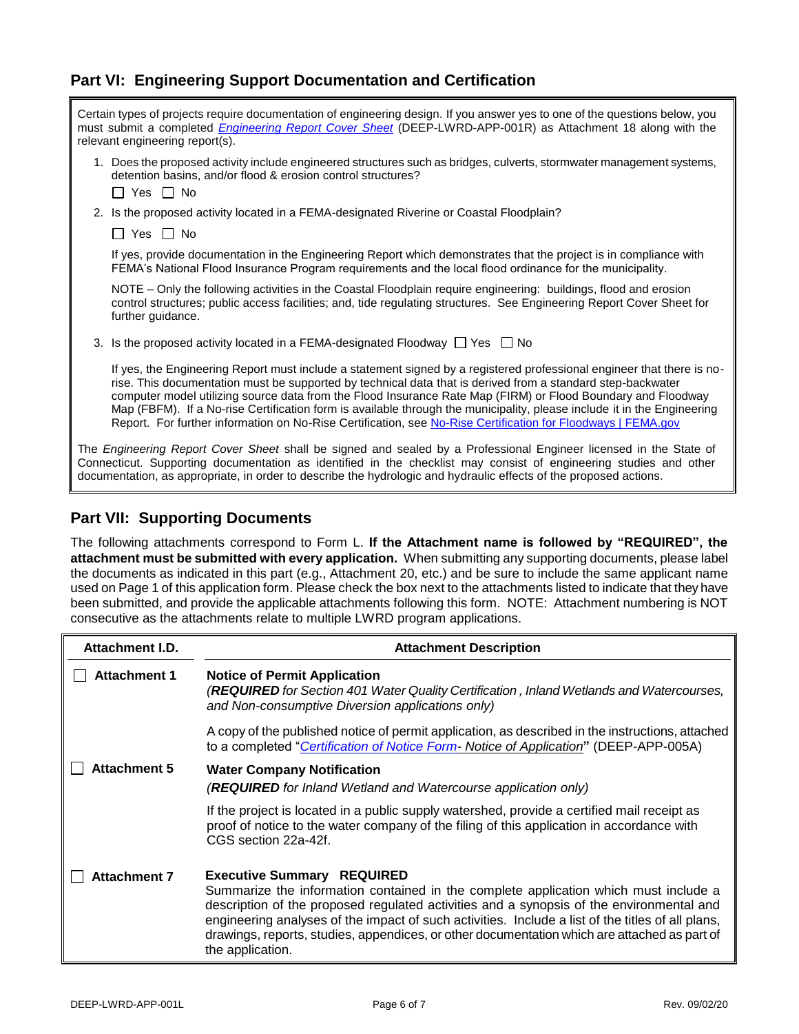## Part VI: Engineering Support Documentation and Certification

Certain types of projects require documentation of engineering design. If you answer yes to one of the questions below, you must submit a completed *Engineering Report Cover Sheet* (DEEP-LWRD-APP-001R) as Attachment 18 along with the relevant engineering report(s).

1. Does the proposed activity include engineered structures such as bridges, culverts, stormwater management systems, detention basins, and/or flood & erosion control structures?

   ☐ Yes ☐ No

2. Is the proposed activity located in a FEMA-designated Riverine or Coastal Floodplain?

   ☐ Yes ☐ No

   If yes, provide documentation in the Engineering Report which demonstrates that the project is in compliance with FEMA's National Flood Insurance Program requirements and the local flood ordinance for the municipality.

   NOTE – Only the following activities in the Coastal Floodplain require engineering: buildings, flood and erosion control structures; public access facilities; and, tide regulating structures. See Engineering Report Cover Sheet for further guidance.

3. Is the proposed activity located in a FEMA-designated Floodway ☐ Yes ☐ No

   If yes, the Engineering Report must include a statement signed by a registered professional engineer that there is no-rise. This documentation must be supported by technical data that is derived from a standard step-backwater computer model utilizing source data from the Flood Insurance Rate Map (FIRM) or Flood Boundary and Floodway Map (FBFM). If a No-rise Certification form is available through the municipality, please include it in the Engineering Report. For further information on No-Rise Certification, see No-Rise Certification for Floodways | FEMA.gov

The *Engineering Report Cover Sheet* shall be signed and sealed by a Professional Engineer licensed in the State of Connecticut. Supporting documentation as identified in the checklist may consist of engineering studies and other documentation, as appropriate, in order to describe the hydrologic and hydraulic effects of the proposed actions.

## Part VII: Supporting Documents

The following attachments correspond to Form L. **If the Attachment name is followed by "REQUIRED", the attachment must be submitted with every application.** When submitting any supporting documents, please label the documents as indicated in this part (e.g., Attachment 20, etc.) and be sure to include the same applicant name used on Page 1 of this application form. Please check the box next to the attachments listed to indicate that they have been submitted, and provide the applicable attachments following this form. NOTE: Attachment numbering is NOT consecutive as the attachments relate to multiple LWRD program applications.

| Attachment I.D. | Attachment Description |
|---|---|
| ☐ **Attachment 1** | **Notice of Permit Application**<br>*(**REQUIRED** for Section 401 Water Quality Certification , Inland Wetlands and Watercourses, and Non-consumptive Diversion applications only)*<br><br>A copy of the published notice of permit application, as described in the instructions, attached to a completed "*Certification of Notice Form- Notice of Application*" (DEEP-APP-005A) |
| ☐ **Attachment 5** | **Water Company Notification**<br>*(**REQUIRED** for Inland Wetland and Watercourse application only)*<br><br>If the project is located in a public supply watershed, provide a certified mail receipt as proof of notice to the water company of the filing of this application in accordance with CGS section 22a-42f. |
| ☐ **Attachment 7** | **Executive Summary REQUIRED**<br>Summarize the information contained in the complete application which must include a description of the proposed regulated activities and a synopsis of the environmental and engineering analyses of the impact of such activities. Include a list of the titles of all plans, drawings, reports, studies, appendices, or other documentation which are attached as part of the application. |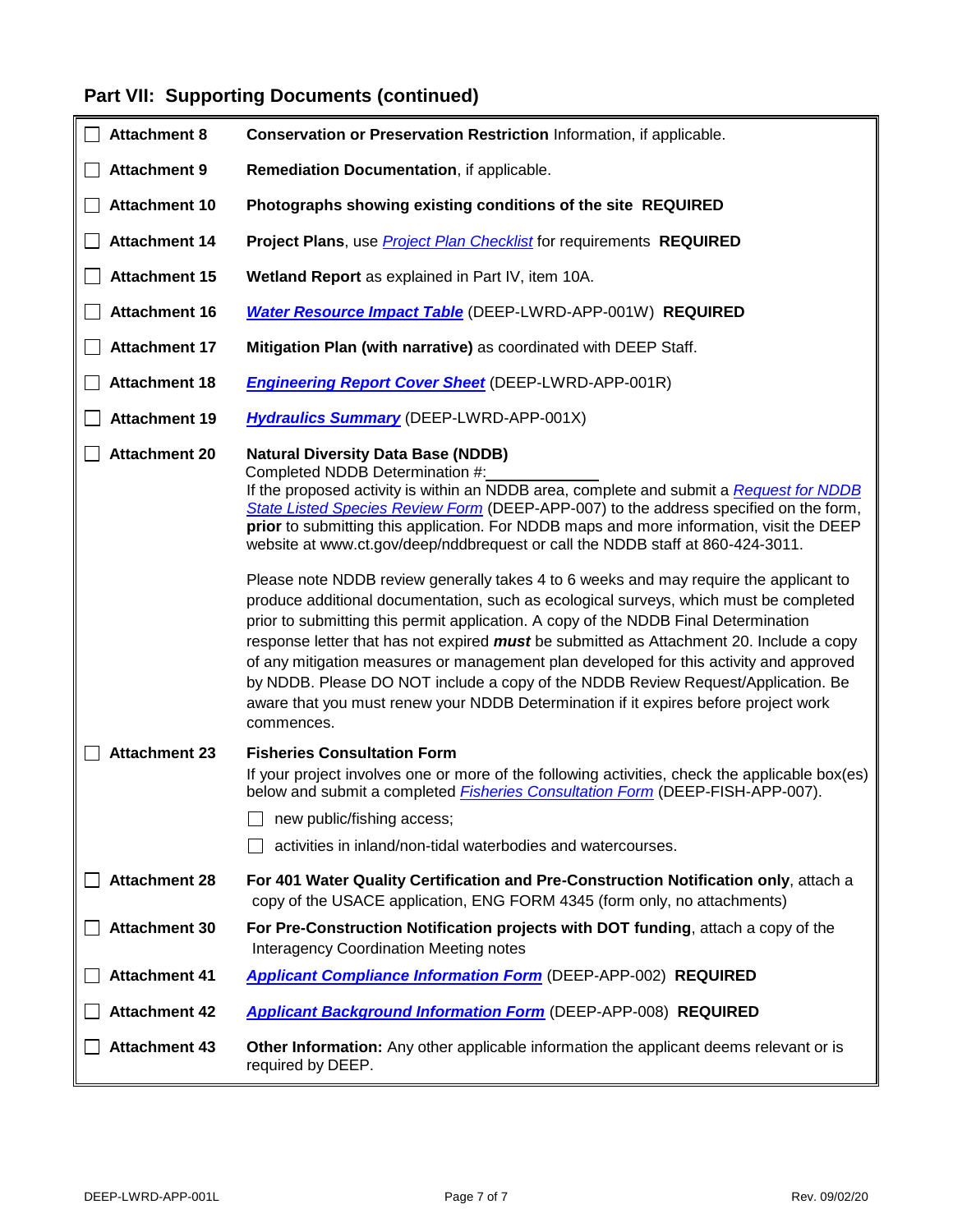## Part VII: Supporting Documents (continued)

- ☐ **Attachment 8** — **Conservation or Preservation Restriction** Information, if applicable.
- ☐ **Attachment 9** — **Remediation Documentation**, if applicable.
- ☐ **Attachment 10** — **Photographs showing existing conditions of the site REQUIRED**
- ☐ **Attachment 14** — **Project Plans**, use *Project Plan Checklist* for requirements **REQUIRED**
- ☐ **Attachment 15** — **Wetland Report** as explained in Part IV, item 10A.
- ☐ **Attachment 16** — ***Water Resource Impact Table*** (DEEP-LWRD-APP-001W) **REQUIRED**
- ☐ **Attachment 17** — **Mitigation Plan (with narrative)** as coordinated with DEEP Staff.
- ☐ **Attachment 18** — ***Engineering Report Cover Sheet*** (DEEP-LWRD-APP-001R)
- ☐ **Attachment 19** — ***Hydraulics Summary*** (DEEP-LWRD-APP-001X)
- ☐ **Attachment 20** — **Natural Diversity Data Base (NDDB)**

  Completed NDDB Determination #: ____________

  If the proposed activity is within an NDDB area, complete and submit a *Request for NDDB State Listed Species Review Form* (DEEP-APP-007) to the address specified on the form, **prior** to submitting this application. For NDDB maps and more information, visit the DEEP website at www.ct.gov/deep/nddbrequest or call the NDDB staff at 860-424-3011.

  Please note NDDB review generally takes 4 to 6 weeks and may require the applicant to produce additional documentation, such as ecological surveys, which must be completed prior to submitting this permit application. A copy of the NDDB Final Determination response letter that has not expired ***must*** be submitted as Attachment 20. Include a copy of any mitigation measures or management plan developed for this activity and approved by NDDB. Please DO NOT include a copy of the NDDB Review Request/Application. Be aware that you must renew your NDDB Determination if it expires before project work commences.
- ☐ **Attachment 23** — **Fisheries Consultation Form**

  If your project involves one or more of the following activities, check the applicable box(es) below and submit a completed *Fisheries Consultation Form* (DEEP-FISH-APP-007).

  - ☐ new public/fishing access;
  - ☐ activities in inland/non-tidal waterbodies and watercourses.
- ☐ **Attachment 28** — **For 401 Water Quality Certification and Pre-Construction Notification only**, attach a copy of the USACE application, ENG FORM 4345 (form only, no attachments)
- ☐ **Attachment 30** — **For Pre-Construction Notification projects with DOT funding**, attach a copy of the Interagency Coordination Meeting notes
- ☐ **Attachment 41** — ***Applicant Compliance Information Form*** (DEEP-APP-002) **REQUIRED**
- ☐ **Attachment 42** — ***Applicant Background Information Form*** (DEEP-APP-008) **REQUIRED**
- ☐ **Attachment 43** — **Other Information:** Any other applicable information the applicant deems relevant or is required by DEEP.